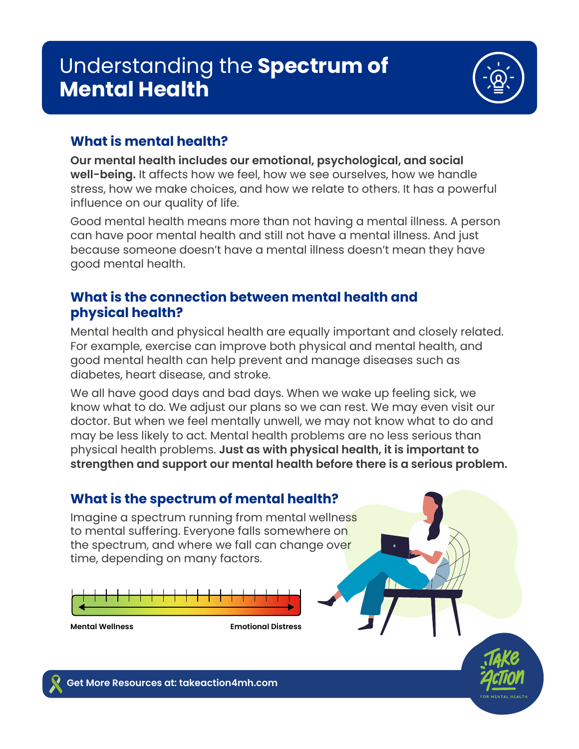# Understanding the **Spectrum of Mental Health**

## What is mental health?

**Our mental health includes our emotional, psychological, and social well-being.** It affects how we feel, how we see ourselves, how we handle stress, how we make choices, and how we relate to others. It has a powerful influence on our quality of life.

Good mental health means more than not having a mental illness. A person can have poor mental health and still not have a mental illness. And just because someone doesn't have a mental illness doesn't mean they have good mental health.

## What is the connection between mental health and physical health?

Mental health and physical health are equally important and closely related. For example, exercise can improve both physical and mental health, and good mental health can help prevent and manage diseases such as diabetes, heart disease, and stroke.

We all have good days and bad days. When we wake up feeling sick, we know what to do. We adjust our plans so we can rest. We may even visit our doctor. But when we feel mentally unwell, we may not know what to do and may be less likely to act. Mental health problems are no less serious than physical health problems. **Just as with physical health, it is important to strengthen and support our mental health before there is a serious problem.**

## What is the spectrum of mental health?

Imagine a spectrum running from mental wellness to mental suffering. Everyone falls somewhere on the spectrum, and where we fall can change over time, depending on many factors.

**Mental Wellness** ← → **Emotional Distress**

**Get More Resources at: takeaction4mh.com**

Take Action FOR MENTAL HEALTH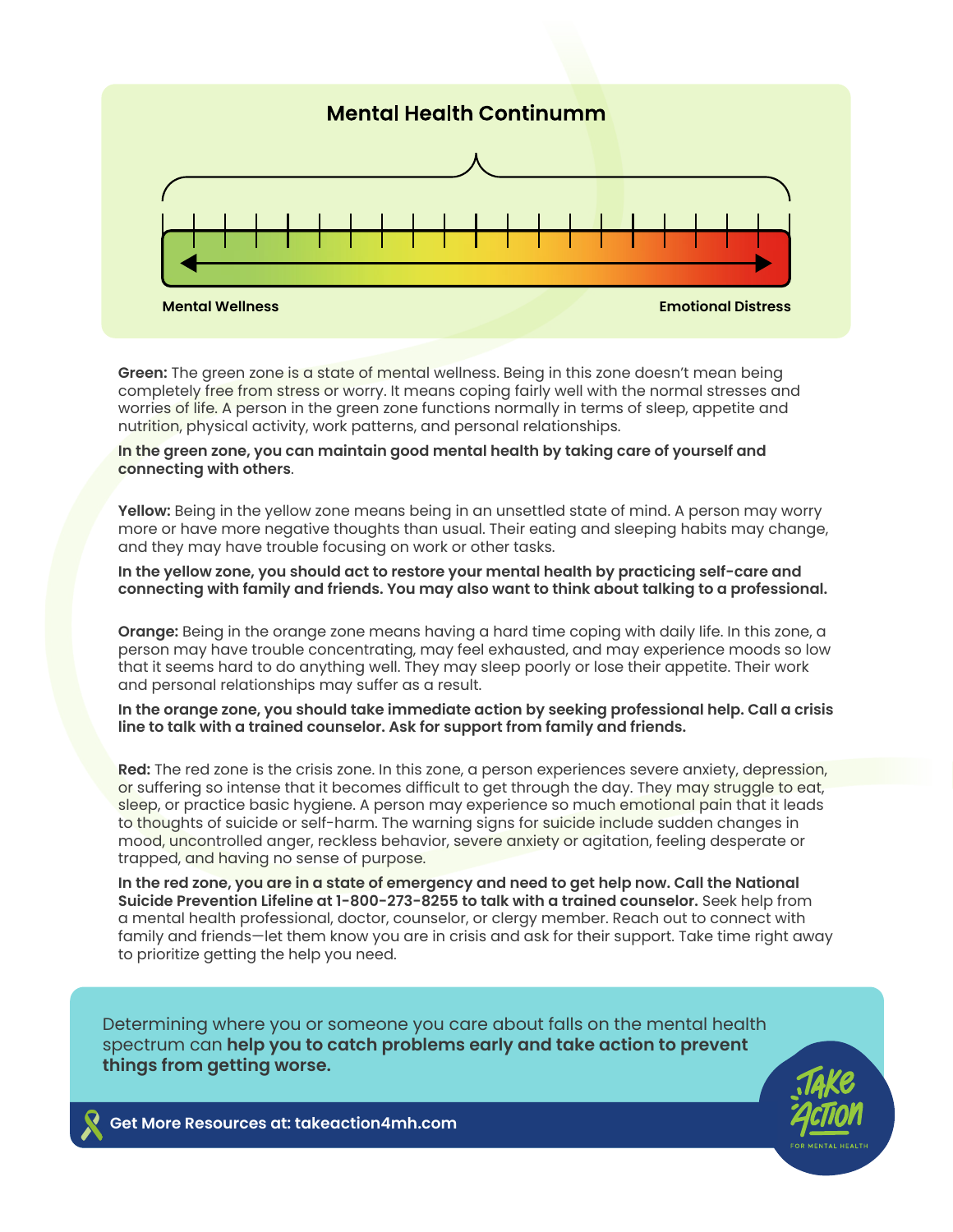## Mental Health Continumm

Mental Wellness

Emotional Distress

**Green:** The green zone is a state of mental wellness. Being in this zone doesn't mean being completely free from stress or worry. It means coping fairly well with the normal stresses and worries of life. A person in the green zone functions normally in terms of sleep, appetite and nutrition, physical activity, work patterns, and personal relationships.

**In the green zone, you can maintain good mental health by taking care of yourself and connecting with others**.

**Yellow:** Being in the yellow zone means being in an unsettled state of mind. A person may worry more or have more negative thoughts than usual. Their eating and sleeping habits may change, and they may have trouble focusing on work or other tasks.

**In the yellow zone, you should act to restore your mental health by practicing self-care and connecting with family and friends. You may also want to think about talking to a professional.**

**Orange:** Being in the orange zone means having a hard time coping with daily life. In this zone, a person may have trouble concentrating, may feel exhausted, and may experience moods so low that it seems hard to do anything well. They may sleep poorly or lose their appetite. Their work and personal relationships may suffer as a result.

**In the orange zone, you should take immediate action by seeking professional help. Call a crisis line to talk with a trained counselor. Ask for support from family and friends.**

**Red:** The red zone is the crisis zone. In this zone, a person experiences severe anxiety, depression, or suffering so intense that it becomes difficult to get through the day. They may struggle to eat, sleep, or practice basic hygiene. A person may experience so much emotional pain that it leads to thoughts of suicide or self-harm. The warning signs for suicide include sudden changes in mood, uncontrolled anger, reckless behavior, severe anxiety or agitation, feeling desperate or trapped, and having no sense of purpose.

**In the red zone, you are in a state of emergency and need to get help now. Call the National Suicide Prevention Lifeline at 1-800-273-8255 to talk with a trained counselor.** Seek help from a mental health professional, doctor, counselor, or clergy member. Reach out to connect with family and friends—let them know you are in crisis and ask for their support. Take time right away to prioritize getting the help you need.

Determining where you or someone you care about falls on the mental health spectrum can **help you to catch problems early and take action to prevent things from getting worse.**

**Get More Resources at: takeaction4mh.com**

Take Action FOR MENTAL HEALTH